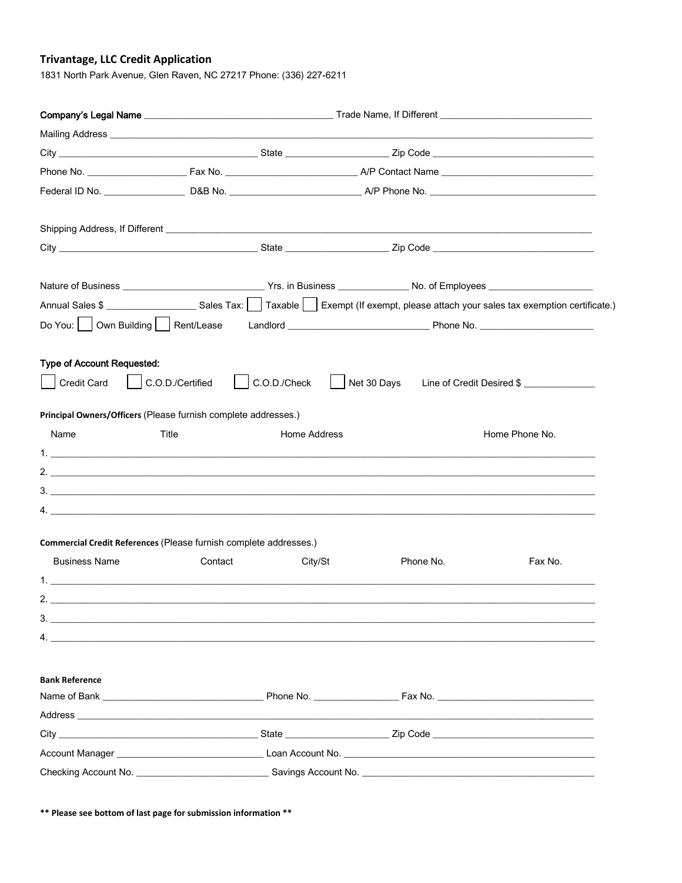**Trivantage, LLC Credit Application**

1831 North Park Avenue, Glen Raven, NC 27217 Phone: (336) 227-6211

**Company's Legal Name** ___________________________________ Trade Name, If Different _____________________________

Mailing Address ______________________________________________________________________________________

City ______________________________________ State ___________________ Zip Code ______________________________

Phone No. ___________________ Fax No. ________________________ A/P Contact Name ____________________________

Federal ID No. _______________ D&B No. ________________________ A/P Phone No. _______________________________

Shipping Address, If Different __________________________________________________________________________

City ______________________________________ State ___________________ Zip Code ______________________________

Nature of Business ___________________________ Yrs. in Business _____________ No. of Employees ___________________

Annual Sales $ _________________ Sales Tax: ☐ Taxable ☐ Exempt (If exempt, please attach your sales tax exemption certificate.)

Do You: ☐ Own Building ☐ Rent/Lease Landlord ___________________________ Phone No. _____________________

**Type of Account Requested:**

☐ Credit Card ☐ C.O.D./Certified ☐ C.O.D./Check ☐ Net 30 Days Line of Credit Desired $ _____________

**Principal Owners/Officers** (Please furnish complete addresses.)

| Name | Title | Home Address | Home Phone No. |
|---|---|---|---|
| 1. | | | |
| 2. | | | |
| 3. | | | |
| 4. | | | |

**Commercial Credit References** (Please furnish complete addresses.)

| Business Name | Contact | City/St | Phone No. | Fax No. |
|---|---|---|---|---|
| 1. | | | | |
| 2. | | | | |
| 3. | | | | |
| 4. | | | | |

**Bank Reference**

Name of Bank ______________________________ Phone No. ________________ Fax No. _____________________________

Address ___________________________________________________________________________________________

City ______________________________________ State ___________________ Zip Code ______________________________

Account Manager ___________________________ Loan Account No. ________________________________________________

Checking Account No. _________________________ Savings Account No. ___________________________________________

**\*\* Please see bottom of last page for submission information \*\***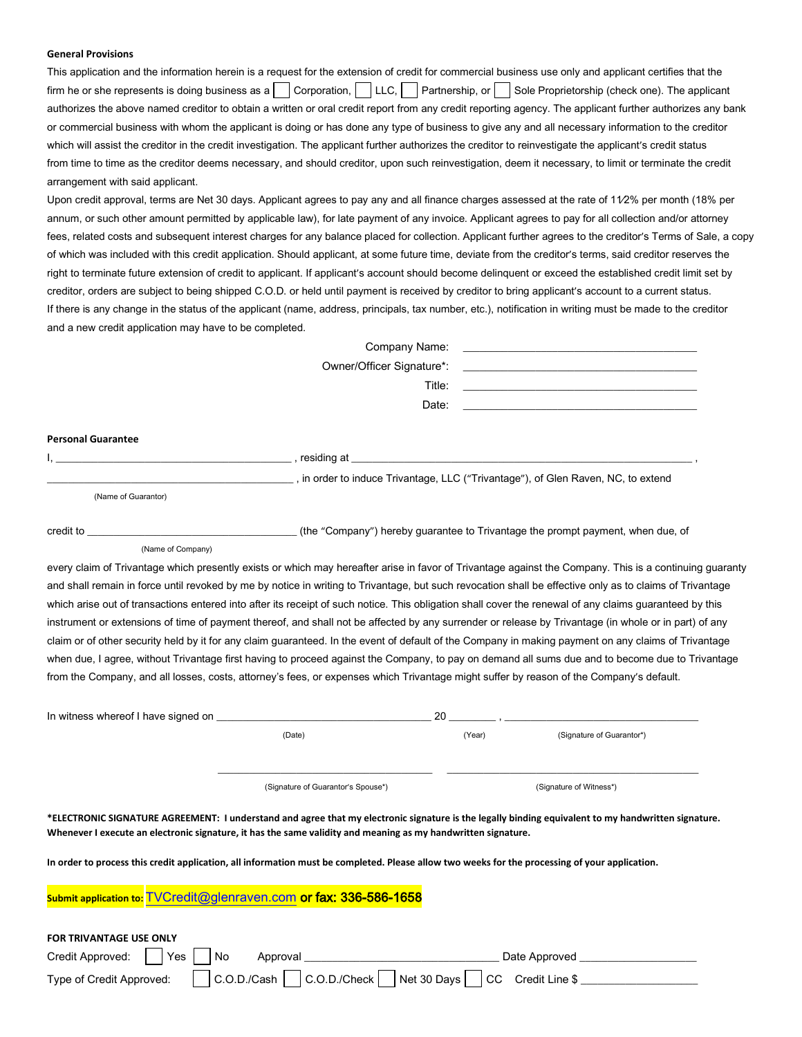**General Provisions**

This application and the information herein is a request for the extension of credit for commercial business use only and applicant certifies that the firm he or she represents is doing business as a ☐ Corporation, ☐ LLC, ☐ Partnership, or ☐ Sole Proprietorship (check one). The applicant authorizes the above named creditor to obtain a written or oral credit report from any credit reporting agency. The applicant further authorizes any bank or commercial business with whom the applicant is doing or has done any type of business to give any and all necessary information to the creditor which will assist the creditor in the credit investigation. The applicant further authorizes the creditor to reinvestigate the applicant's credit status from time to time as the creditor deems necessary, and should creditor, upon such reinvestigation, deem it necessary, to limit or terminate the credit arrangement with said applicant.

Upon credit approval, terms are Net 30 days. Applicant agrees to pay any and all finance charges assessed at the rate of 1½% per month (18% per annum, or such other amount permitted by applicable law), for late payment of any invoice. Applicant agrees to pay for all collection and/or attorney fees, related costs and subsequent interest charges for any balance placed for collection. Applicant further agrees to the creditor's Terms of Sale, a copy of which was included with this credit application. Should applicant, at some future time, deviate from the creditor's terms, said creditor reserves the right to terminate future extension of credit to applicant. If applicant's account should become delinquent or exceed the established credit limit set by creditor, orders are subject to being shipped C.O.D. or held until payment is received by creditor to bring applicant's account to a current status.

If there is any change in the status of the applicant (name, address, principals, tax number, etc.), notification in writing must be made to the creditor and a new credit application may have to be completed.

Company Name: ______________________________

Owner/Officer Signature*: ______________________________

Title: ______________________________

Date: ______________________________

**Personal Guarantee**

I, ______________________________ , residing at ______________________________________________ ,

______________________________ , in order to induce Trivantage, LLC ("Trivantage"), of Glen Raven, NC, to extend

(Name of Guarantor)

credit to ______________________________ (the "Company") hereby guarantee to Trivantage the prompt payment, when due, of

(Name of Company)

every claim of Trivantage which presently exists or which may hereafter arise in favor of Trivantage against the Company. This is a continuing guaranty and shall remain in force until revoked by me by notice in writing to Trivantage, but such revocation shall be effective only as to claims of Trivantage which arise out of transactions entered into after its receipt of such notice. This obligation shall cover the renewal of any claims guaranteed by this instrument or extensions of time of payment thereof, and shall not be affected by any surrender or release by Trivantage (in whole or in part) of any claim or of other security held by it for any claim guaranteed. In the event of default of the Company in making payment on any claims of Trivantage when due, I agree, without Trivantage first having to proceed against the Company, to pay on demand all sums due and to become due to Trivantage from the Company, and all losses, costs, attorney's fees, or expenses which Trivantage might suffer by reason of the Company's default.

In witness whereof I have signed on ______________________________ 20 ________ , ______________________________

(Date) (Year) (Signature of Guarantor*)

______________________________ ______________________________

(Signature of Guarantor's Spouse*) (Signature of Witness*)

**\*ELECTRONIC SIGNATURE AGREEMENT: I understand and agree that my electronic signature is the legally binding equivalent to my handwritten signature. Whenever I execute an electronic signature, it has the same validity and meaning as my handwritten signature.**

**In order to process this credit application, all information must be completed. Please allow two weeks for the processing of your application.**

**Submit application to:** TVCredit@glenraven.com **or fax: 336-586-1658**

**FOR TRIVANTAGE USE ONLY**

Credit Approved: ☐ Yes ☐ No Approval ______________________________ Date Approved ____________________

Type of Credit Approved: ☐ C.O.D./Cash ☐ C.O.D./Check ☐ Net 30 Days ☐ CC Credit Line $ ____________________